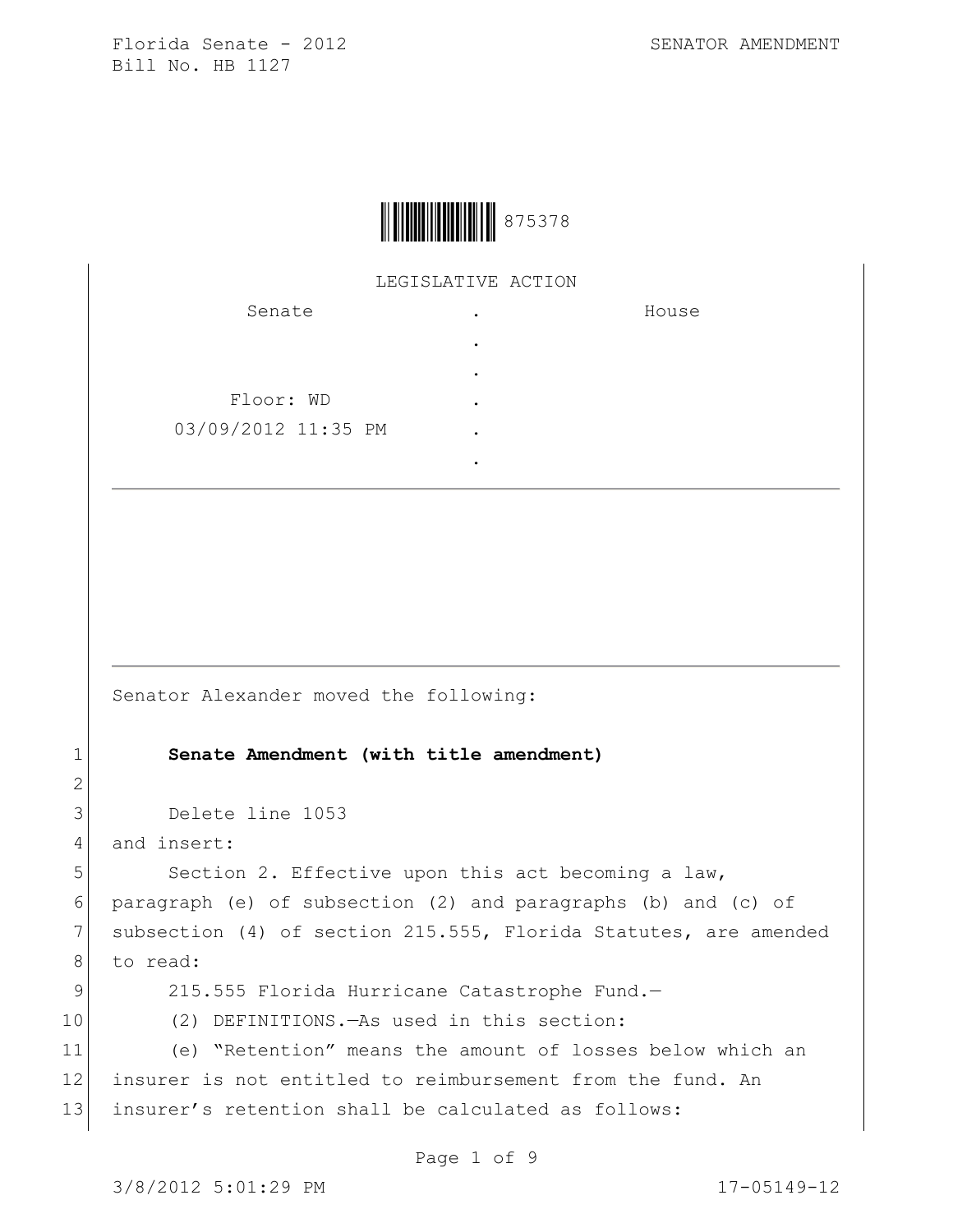Florida Senate - 2012
Bill No. HB 1127

SENATOR AMENDMENT

875378

LEGISLATIVE ACTION

| Senate | | House |
|---|---|---|
| | . | |
| | . | |
| | . | |
| Floor: WD | . | |
| 03/09/2012 11:35 PM | . | |
| | . | |

Senator Alexander moved the following:

1 **Senate Amendment (with title amendment)**

2

3 Delete line 1053

4 and insert:

5 Section 2. Effective upon this act becoming a law,

6 paragraph (e) of subsection (2) and paragraphs (b) and (c) of

7 subsection (4) of section 215.555, Florida Statutes, are amended

8 to read:

9 215.555 Florida Hurricane Catastrophe Fund.—

10 (2) DEFINITIONS.—As used in this section:

11 (e) "Retention" means the amount of losses below which an

12 insurer is not entitled to reimbursement from the fund. An

13 insurer's retention shall be calculated as follows:

3/8/2012 5:01:29 PM 17-05149-12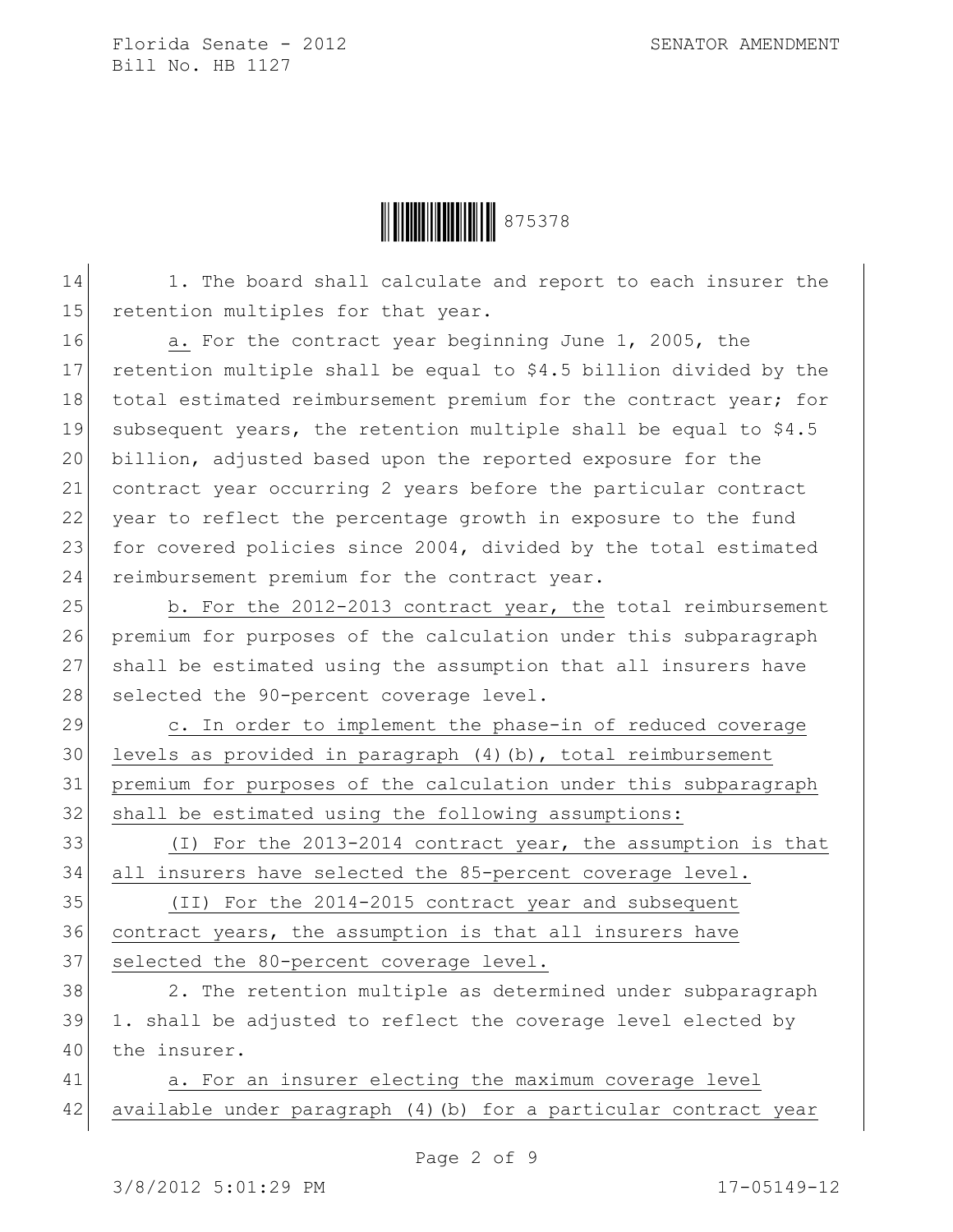1. The board shall calculate and report to each insurer the retention multiples for that year.

a. For the contract year beginning June 1, 2005, the retention multiple shall be equal to $4.5 billion divided by the total estimated reimbursement premium for the contract year; for subsequent years, the retention multiple shall be equal to $4.5 billion, adjusted based upon the reported exposure for the contract year occurring 2 years before the particular contract year to reflect the percentage growth in exposure to the fund for covered policies since 2004, divided by the total estimated reimbursement premium for the contract year.

b. For the 2012-2013 contract year, the total reimbursement premium for purposes of the calculation under this subparagraph shall be estimated using the assumption that all insurers have selected the 90-percent coverage level.

c. In order to implement the phase-in of reduced coverage levels as provided in paragraph (4)(b), total reimbursement premium for purposes of the calculation under this subparagraph shall be estimated using the following assumptions:

(I) For the 2013-2014 contract year, the assumption is that all insurers have selected the 85-percent coverage level.

(II) For the 2014-2015 contract year and subsequent contract years, the assumption is that all insurers have selected the 80-percent coverage level.

2. The retention multiple as determined under subparagraph 1. shall be adjusted to reflect the coverage level elected by the insurer.

a. For an insurer electing the maximum coverage level available under paragraph (4)(b) for a particular contract year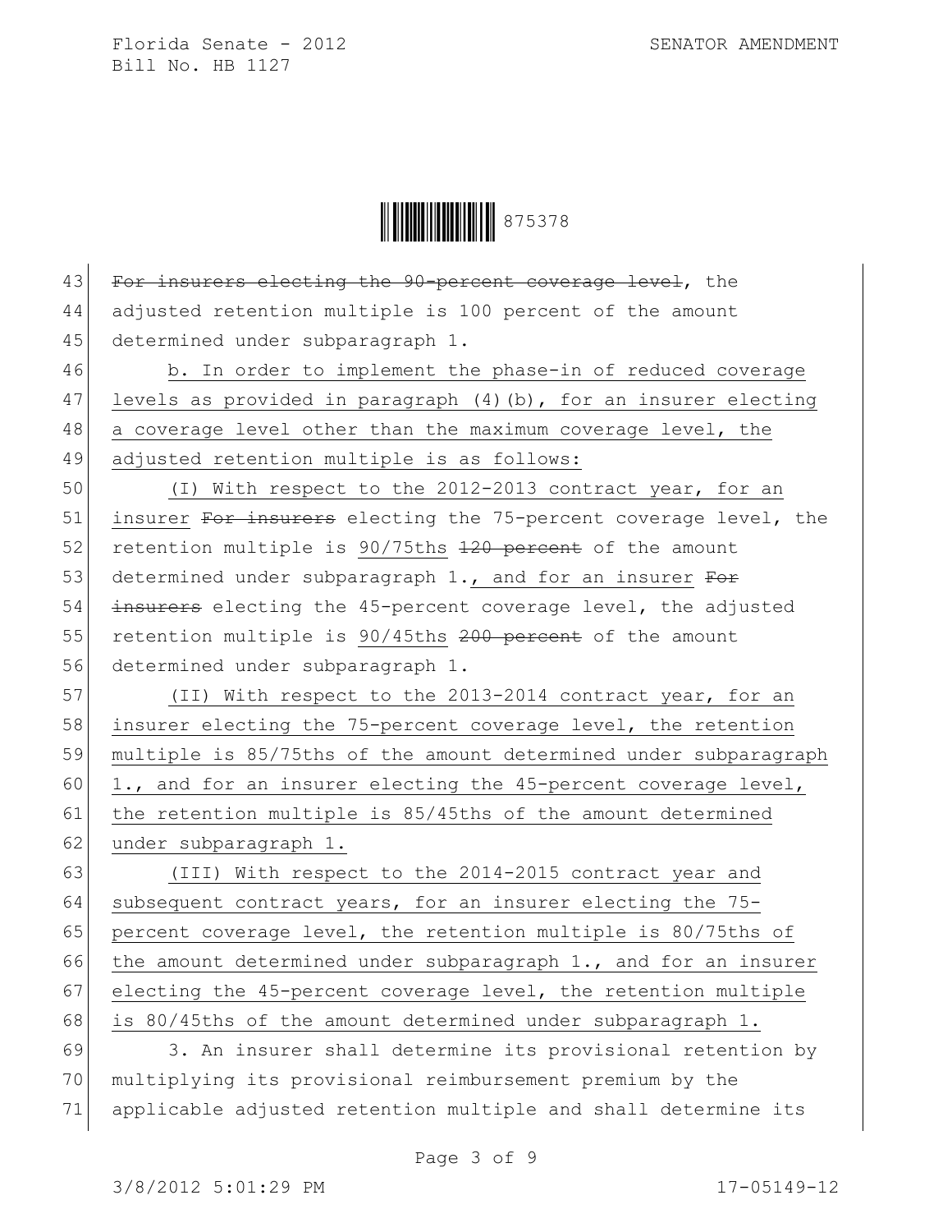~~For insurers electing the 90-percent coverage level~~, the adjusted retention multiple is 100 percent of the amount determined under subparagraph 1.

b. In order to implement the phase-in of reduced coverage levels as provided in paragraph (4)(b), for an insurer electing a coverage level other than the maximum coverage level, the adjusted retention multiple is as follows:

(I) With respect to the 2012-2013 contract year, for an insurer ~~For insurers~~ electing the 75-percent coverage level, the retention multiple is 90/75ths ~~120 percent~~ of the amount determined under subparagraph 1., and for an insurer ~~For insurers~~ electing the 45-percent coverage level, the adjusted retention multiple is 90/45ths ~~200 percent~~ of the amount determined under subparagraph 1.

(II) With respect to the 2013-2014 contract year, for an insurer electing the 75-percent coverage level, the retention multiple is 85/75ths of the amount determined under subparagraph 1., and for an insurer electing the 45-percent coverage level, the retention multiple is 85/45ths of the amount determined under subparagraph 1.

(III) With respect to the 2014-2015 contract year and subsequent contract years, for an insurer electing the 75-percent coverage level, the retention multiple is 80/75ths of the amount determined under subparagraph 1., and for an insurer electing the 45-percent coverage level, the retention multiple is 80/45ths of the amount determined under subparagraph 1.

3. An insurer shall determine its provisional retention by multiplying its provisional reimbursement premium by the applicable adjusted retention multiple and shall determine its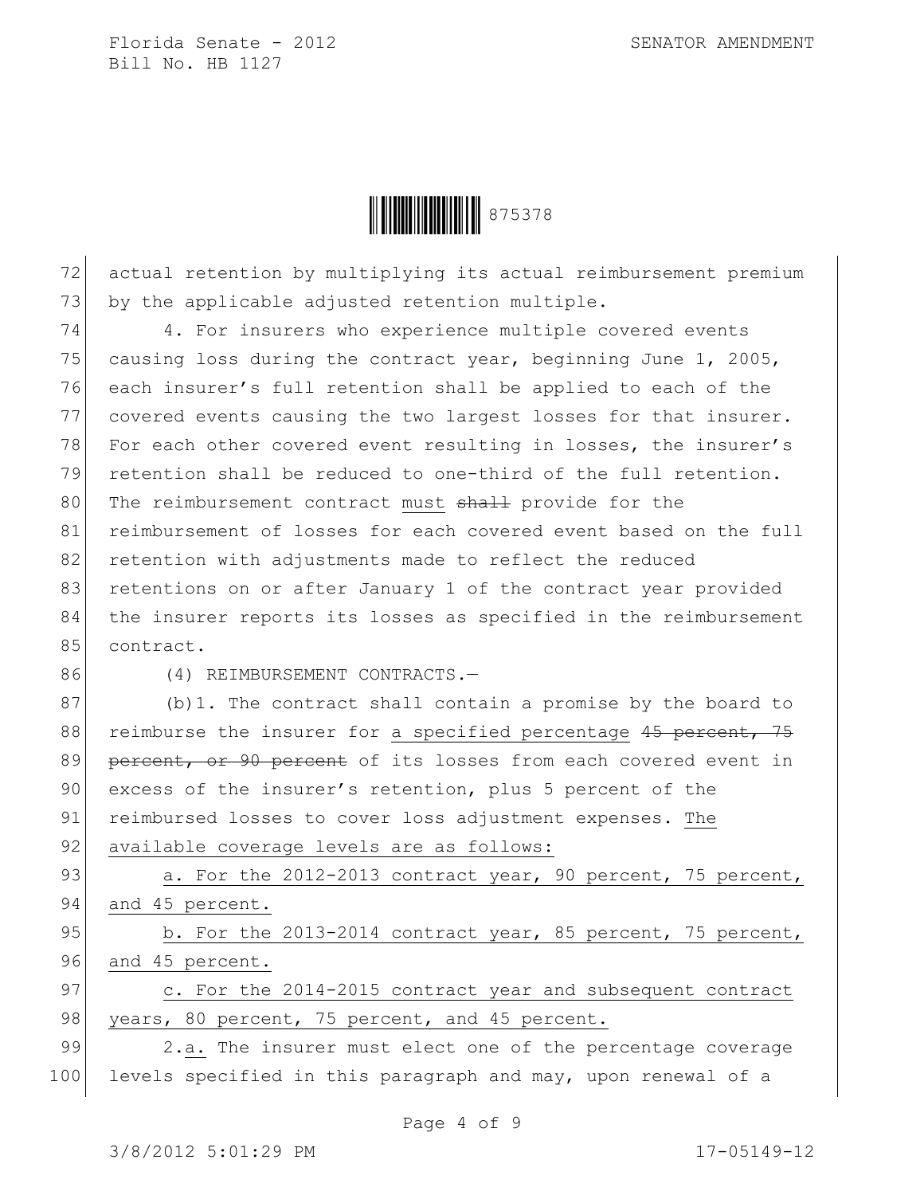actual retention by multiplying its actual reimbursement premium by the applicable adjusted retention multiple.

4. For insurers who experience multiple covered events causing loss during the contract year, beginning June 1, 2005, each insurer's full retention shall be applied to each of the covered events causing the two largest losses for that insurer. For each other covered event resulting in losses, the insurer's retention shall be reduced to one-third of the full retention. The reimbursement contract <u>must</u> ~~shall~~ provide for the reimbursement of losses for each covered event based on the full retention with adjustments made to reflect the reduced retentions on or after January 1 of the contract year provided the insurer reports its losses as specified in the reimbursement contract.

(4) REIMBURSEMENT CONTRACTS.—

(b)1. The contract shall contain a promise by the board to reimburse the insurer for <u>a specified percentage</u> ~~45 percent, 75 percent, or 90 percent~~ of its losses from each covered event in excess of the insurer's retention, plus 5 percent of the reimbursed losses to cover loss adjustment expenses. <u>The available coverage levels are as follows:</u>

<u>a. For the 2012-2013 contract year, 90 percent, 75 percent, and 45 percent.</u>

<u>b. For the 2013-2014 contract year, 85 percent, 75 percent, and 45 percent.</u>

<u>c. For the 2014-2015 contract year and subsequent contract years, 80 percent, 75 percent, and 45 percent.</u>

2.<u>a.</u> The insurer must elect one of the percentage coverage levels specified in this paragraph and may, upon renewal of a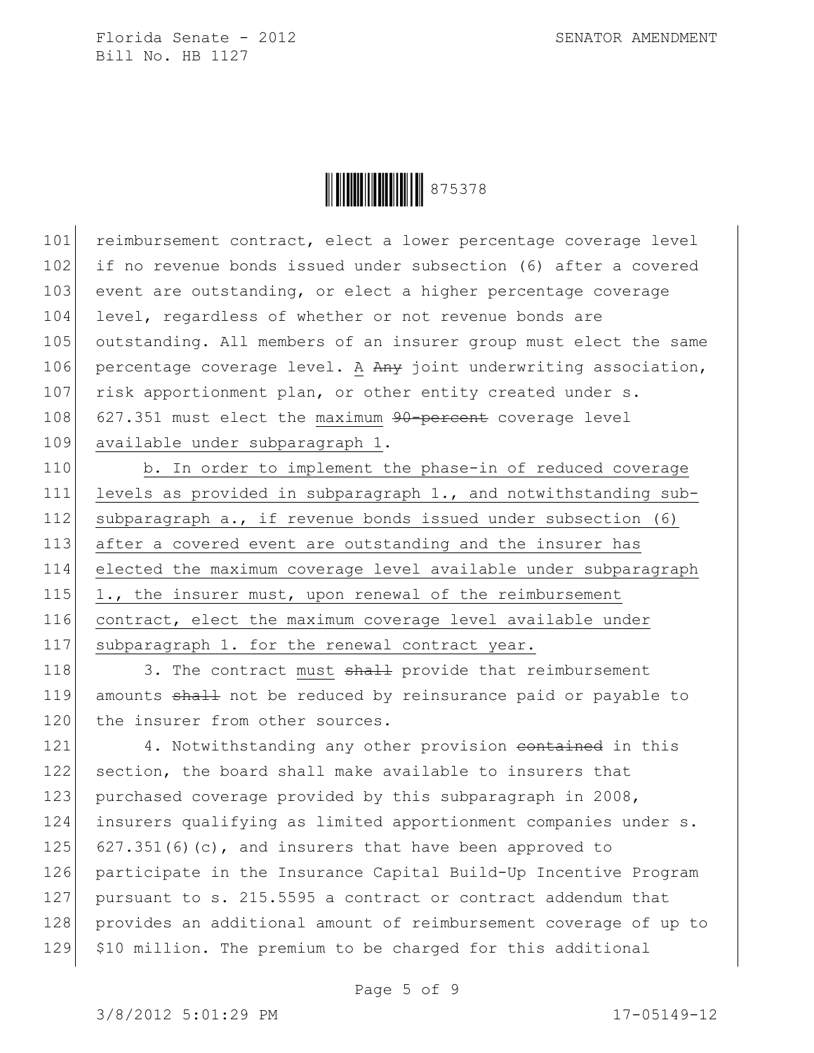reimbursement contract, elect a lower percentage coverage level if no revenue bonds issued under subsection (6) after a covered event are outstanding, or elect a higher percentage coverage level, regardless of whether or not revenue bonds are outstanding. All members of an insurer group must elect the same percentage coverage level. A ~~Any~~ joint underwriting association, risk apportionment plan, or other entity created under s. 627.351 must elect the maximum ~~90-percent~~ coverage level available under subparagraph 1.

b. In order to implement the phase-in of reduced coverage levels as provided in subparagraph 1., and notwithstanding sub-subparagraph a., if revenue bonds issued under subsection (6) after a covered event are outstanding and the insurer has elected the maximum coverage level available under subparagraph 1., the insurer must, upon renewal of the reimbursement contract, elect the maximum coverage level available under subparagraph 1. for the renewal contract year.

3. The contract must ~~shall~~ provide that reimbursement amounts ~~shall~~ not be reduced by reinsurance paid or payable to the insurer from other sources.

4. Notwithstanding any other provision ~~contained~~ in this section, the board shall make available to insurers that purchased coverage provided by this subparagraph in 2008, insurers qualifying as limited apportionment companies under s. 627.351(6)(c), and insurers that have been approved to participate in the Insurance Capital Build-Up Incentive Program pursuant to s. 215.5595 a contract or contract addendum that provides an additional amount of reimbursement coverage of up to $10 million. The premium to be charged for this additional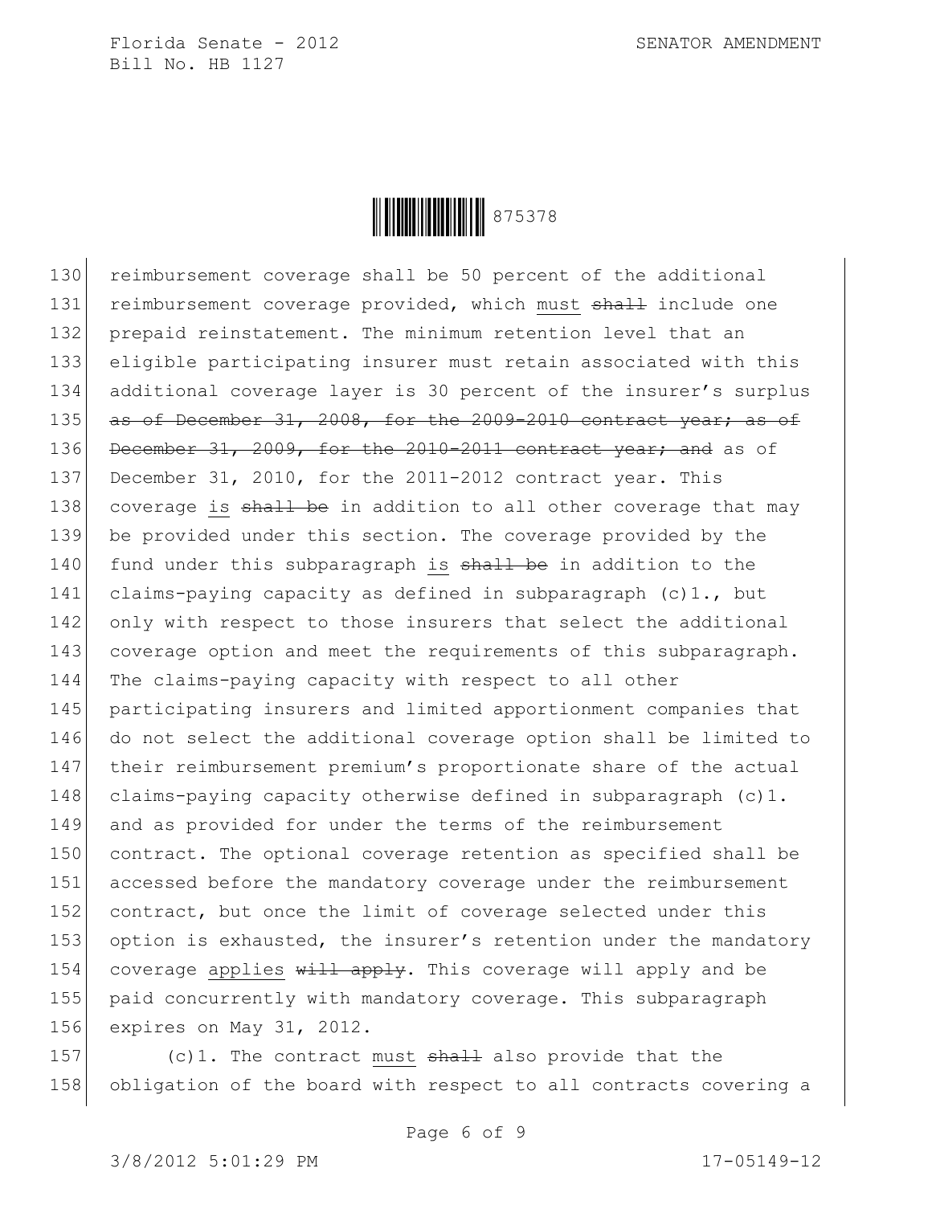130 reimbursement coverage shall be 50 percent of the additional
131 reimbursement coverage provided, which must ~~shall~~ include one
132 prepaid reinstatement. The minimum retention level that an
133 eligible participating insurer must retain associated with this
134 additional coverage layer is 30 percent of the insurer's surplus
135 ~~as of December 31, 2008, for the 2009-2010 contract year; as of~~
136 ~~December 31, 2009, for the 2010-2011 contract year; and~~ as of
137 December 31, 2010, for the 2011-2012 contract year. This
138 coverage is ~~shall be~~ in addition to all other coverage that may
139 be provided under this section. The coverage provided by the
140 fund under this subparagraph is ~~shall be~~ in addition to the
141 claims-paying capacity as defined in subparagraph (c)1., but
142 only with respect to those insurers that select the additional
143 coverage option and meet the requirements of this subparagraph.
144 The claims-paying capacity with respect to all other
145 participating insurers and limited apportionment companies that
146 do not select the additional coverage option shall be limited to
147 their reimbursement premium's proportionate share of the actual
148 claims-paying capacity otherwise defined in subparagraph (c)1.
149 and as provided for under the terms of the reimbursement
150 contract. The optional coverage retention as specified shall be
151 accessed before the mandatory coverage under the reimbursement
152 contract, but once the limit of coverage selected under this
153 option is exhausted, the insurer's retention under the mandatory
154 coverage applies ~~will apply~~. This coverage will apply and be
155 paid concurrently with mandatory coverage. This subparagraph
156 expires on May 31, 2012.

157 (c)1. The contract must ~~shall~~ also provide that the
158 obligation of the board with respect to all contracts covering a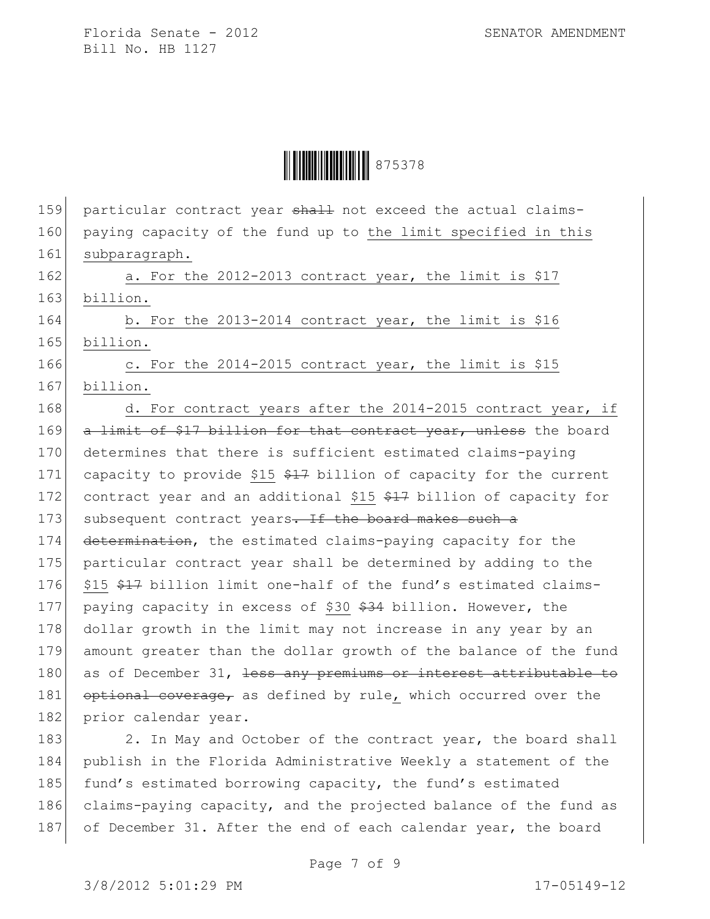particular contract year ~~shall~~ not exceed the actual claims-paying capacity of the fund up to the limit specified in this subparagraph.

a. For the 2012-2013 contract year, the limit is $17 billion.

b. For the 2013-2014 contract year, the limit is $16 billion.

c. For the 2014-2015 contract year, the limit is $15 billion.

d. For contract years after the 2014-2015 contract year, if ~~a limit of $17 billion for that contract year, unless~~ the board determines that there is sufficient estimated claims-paying capacity to provide $15 ~~$17~~ billion of capacity for the current contract year and an additional $15 ~~$17~~ billion of capacity for subsequent contract years~~. If the board makes such a determination~~, the estimated claims-paying capacity for the particular contract year shall be determined by adding to the $15 ~~$17~~ billion limit one-half of the fund's estimated claims-paying capacity in excess of $30 ~~$34~~ billion. However, the dollar growth in the limit may not increase in any year by an amount greater than the dollar growth of the balance of the fund as of December 31, ~~less any premiums or interest attributable to optional coverage,~~ as defined by rule, which occurred over the prior calendar year.

2. In May and October of the contract year, the board shall publish in the Florida Administrative Weekly a statement of the fund's estimated borrowing capacity, the fund's estimated claims-paying capacity, and the projected balance of the fund as of December 31. After the end of each calendar year, the board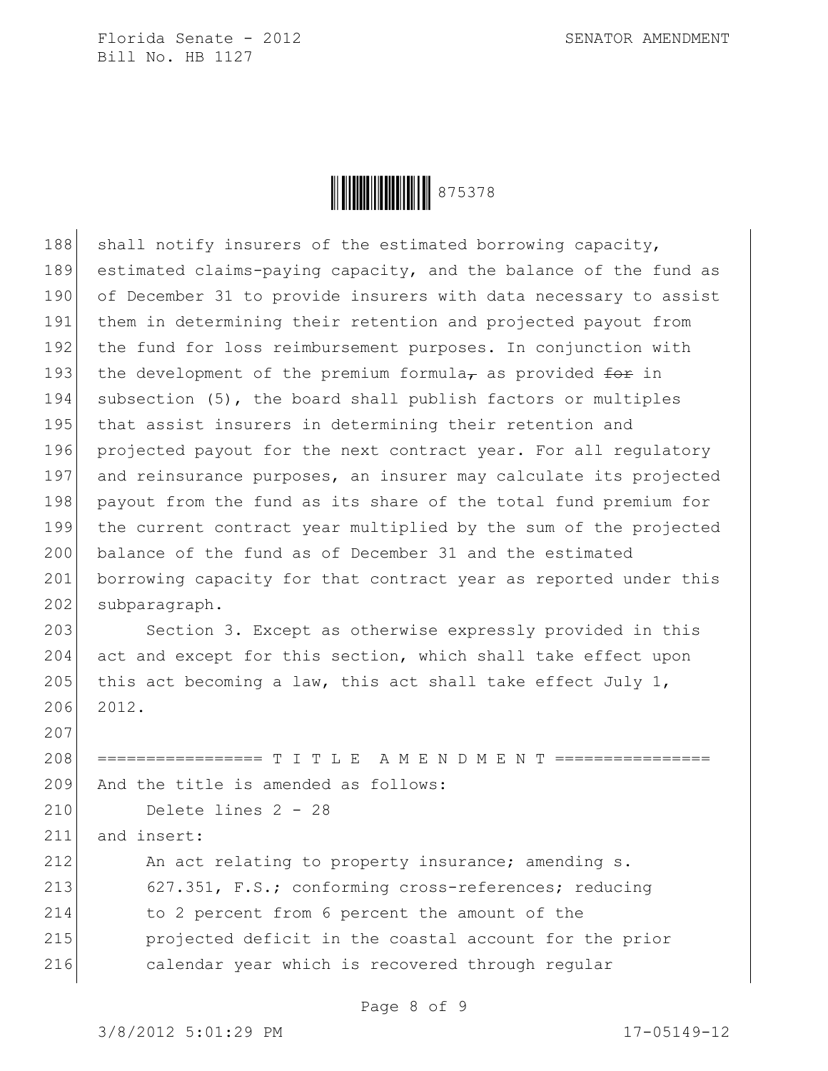shall notify insurers of the estimated borrowing capacity, estimated claims-paying capacity, and the balance of the fund as of December 31 to provide insurers with data necessary to assist them in determining their retention and projected payout from the fund for loss reimbursement purposes. In conjunction with the development of the premium formula, as provided ~~for~~ in subsection (5), the board shall publish factors or multiples that assist insurers in determining their retention and projected payout for the next contract year. For all regulatory and reinsurance purposes, an insurer may calculate its projected payout from the fund as its share of the total fund premium for the current contract year multiplied by the sum of the projected balance of the fund as of December 31 and the estimated borrowing capacity for that contract year as reported under this subparagraph.

Section 3. Except as otherwise expressly provided in this act and except for this section, which shall take effect upon this act becoming a law, this act shall take effect July 1, 2012.

================= T I T L E A M E N D M E N T ================

And the title is amended as follows:

Delete lines 2 - 28

and insert:

An act relating to property insurance; amending s. 627.351, F.S.; conforming cross-references; reducing to 2 percent from 6 percent the amount of the projected deficit in the coastal account for the prior calendar year which is recovered through regular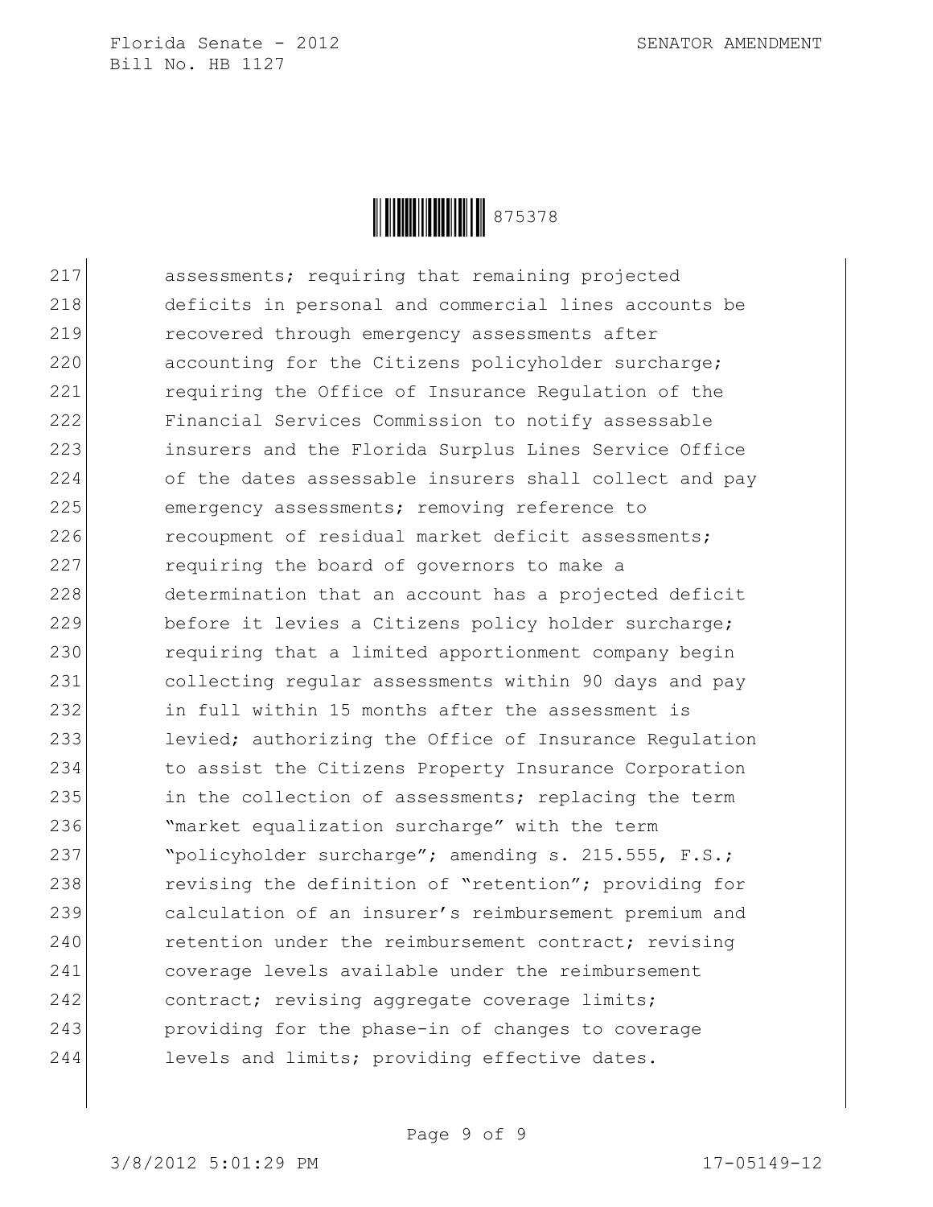217 assessments; requiring that remaining projected
218 deficits in personal and commercial lines accounts be
219 recovered through emergency assessments after
220 accounting for the Citizens policyholder surcharge;
221 requiring the Office of Insurance Regulation of the
222 Financial Services Commission to notify assessable
223 insurers and the Florida Surplus Lines Service Office
224 of the dates assessable insurers shall collect and pay
225 emergency assessments; removing reference to
226 recoupment of residual market deficit assessments;
227 requiring the board of governors to make a
228 determination that an account has a projected deficit
229 before it levies a Citizens policy holder surcharge;
230 requiring that a limited apportionment company begin
231 collecting regular assessments within 90 days and pay
232 in full within 15 months after the assessment is
233 levied; authorizing the Office of Insurance Regulation
234 to assist the Citizens Property Insurance Corporation
235 in the collection of assessments; replacing the term
236 "market equalization surcharge" with the term
237 "policyholder surcharge"; amending s. 215.555, F.S.;
238 revising the definition of "retention"; providing for
239 calculation of an insurer's reimbursement premium and
240 retention under the reimbursement contract; revising
241 coverage levels available under the reimbursement
242 contract; revising aggregate coverage limits;
243 providing for the phase-in of changes to coverage
244 levels and limits; providing effective dates.